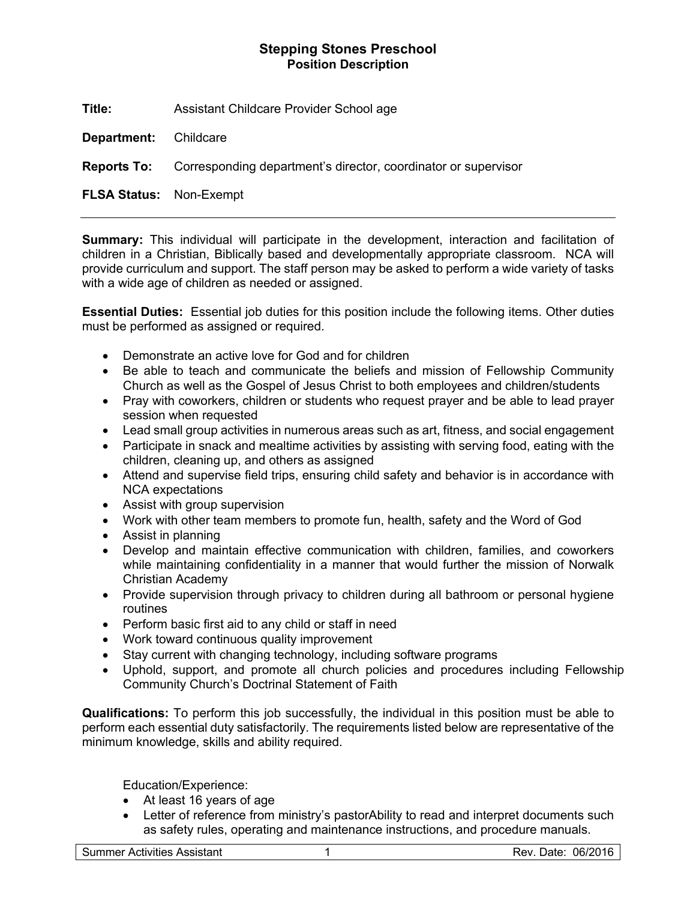# Stepping Stones Preschool
## Position Description

**Title:** Assistant Childcare Provider School age

**Department:** Childcare

**Reports To:** Corresponding department's director, coordinator or supervisor

**FLSA Status:** Non-Exempt

---

**Summary:** This individual will participate in the development, interaction and facilitation of children in a Christian, Biblically based and developmentally appropriate classroom. NCA will provide curriculum and support. The staff person may be asked to perform a wide variety of tasks with a wide age of children as needed or assigned.

**Essential Duties:** Essential job duties for this position include the following items. Other duties must be performed as assigned or required.

- Demonstrate an active love for God and for children
- Be able to teach and communicate the beliefs and mission of Fellowship Community Church as well as the Gospel of Jesus Christ to both employees and children/students
- Pray with coworkers, children or students who request prayer and be able to lead prayer session when requested
- Lead small group activities in numerous areas such as art, fitness, and social engagement
- Participate in snack and mealtime activities by assisting with serving food, eating with the children, cleaning up, and others as assigned
- Attend and supervise field trips, ensuring child safety and behavior is in accordance with NCA expectations
- Assist with group supervision
- Work with other team members to promote fun, health, safety and the Word of God
- Assist in planning
- Develop and maintain effective communication with children, families, and coworkers while maintaining confidentiality in a manner that would further the mission of Norwalk Christian Academy
- Provide supervision through privacy to children during all bathroom or personal hygiene routines
- Perform basic first aid to any child or staff in need
- Work toward continuous quality improvement
- Stay current with changing technology, including software programs
- Uphold, support, and promote all church policies and procedures including Fellowship Community Church's Doctrinal Statement of Faith

**Qualifications:** To perform this job successfully, the individual in this position must be able to perform each essential duty satisfactorily. The requirements listed below are representative of the minimum knowledge, skills and ability required.

Education/Experience:

- At least 16 years of age
- Letter of reference from ministry's pastorAbility to read and interpret documents such as safety rules, operating and maintenance instructions, and procedure manuals.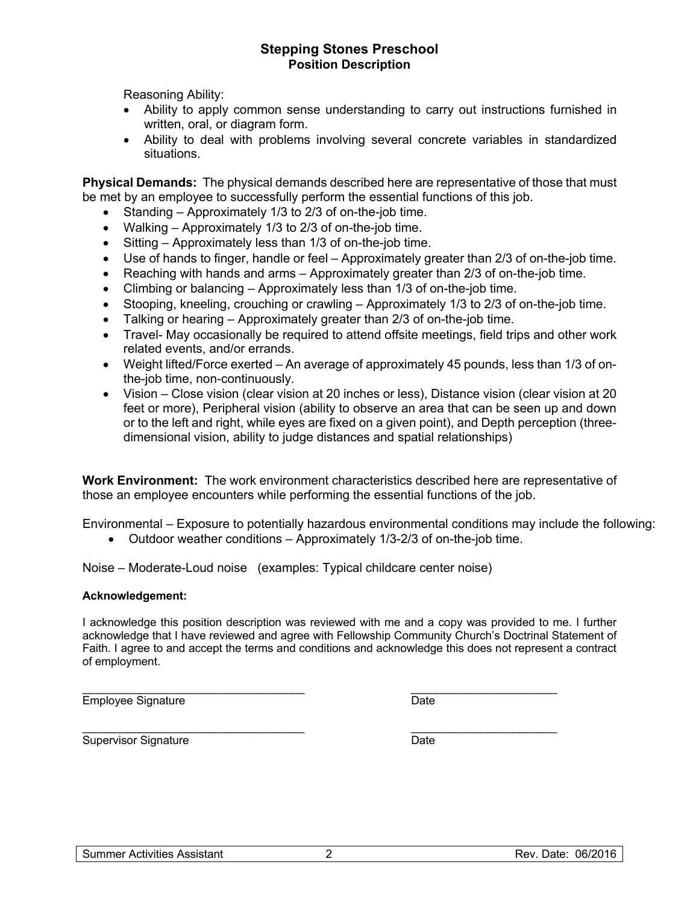Reasoning Ability:

- Ability to apply common sense understanding to carry out instructions furnished in written, oral, or diagram form.
- Ability to deal with problems involving several concrete variables in standardized situations.

**Physical Demands:** The physical demands described here are representative of those that must be met by an employee to successfully perform the essential functions of this job.

- Standing – Approximately 1/3 to 2/3 of on-the-job time.
- Walking – Approximately 1/3 to 2/3 of on-the-job time.
- Sitting – Approximately less than 1/3 of on-the-job time.
- Use of hands to finger, handle or feel – Approximately greater than 2/3 of on-the-job time.
- Reaching with hands and arms – Approximately greater than 2/3 of on-the-job time.
- Climbing or balancing – Approximately less than 1/3 of on-the-job time.
- Stooping, kneeling, crouching or crawling – Approximately 1/3 to 2/3 of on-the-job time.
- Talking or hearing – Approximately greater than 2/3 of on-the-job time.
- Travel- May occasionally be required to attend offsite meetings, field trips and other work related events, and/or errands.
- Weight lifted/Force exerted – An average of approximately 45 pounds, less than 1/3 of on-the-job time, non-continuously.
- Vision – Close vision (clear vision at 20 inches or less), Distance vision (clear vision at 20 feet or more), Peripheral vision (ability to observe an area that can be seen up and down or to the left and right, while eyes are fixed on a given point), and Depth perception (three-dimensional vision, ability to judge distances and spatial relationships)

**Work Environment:** The work environment characteristics described here are representative of those an employee encounters while performing the essential functions of the job.

Environmental – Exposure to potentially hazardous environmental conditions may include the following:

- Outdoor weather conditions – Approximately 1/3-2/3 of on-the-job time.

Noise – Moderate-Loud noise (examples: Typical childcare center noise)

**Acknowledgement:**

I acknowledge this position description was reviewed with me and a copy was provided to me. I further acknowledge that I have reviewed and agree with Fellowship Community Church's Doctrinal Statement of Faith. I agree to and accept the terms and conditions and acknowledge this does not represent a contract of employment.

\_\_\_\_\_\_\_\_\_\_\_\_\_\_\_\_\_\_\_\_\_\_\_\_\_\_\_\_\_\_\_\_\_\_ \_\_\_\_\_\_\_\_\_\_\_\_\_\_\_\_\_\_\_\_\_\_
Employee Signature Date

\_\_\_\_\_\_\_\_\_\_\_\_\_\_\_\_\_\_\_\_\_\_\_\_\_\_\_\_\_\_\_\_\_\_ \_\_\_\_\_\_\_\_\_\_\_\_\_\_\_\_\_\_\_\_\_\_
Supervisor Signature Date